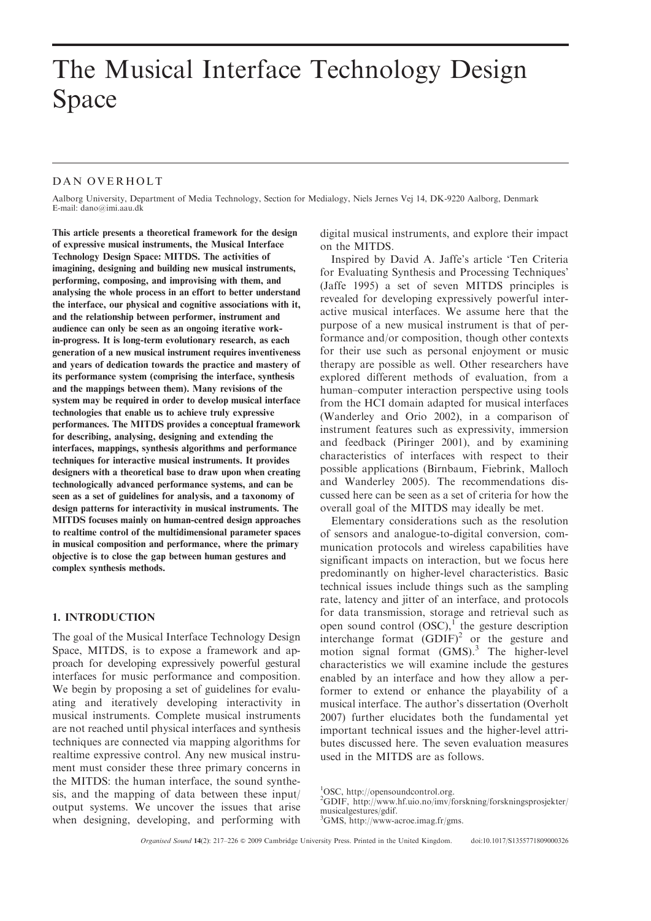# The Musical Interface Technology Design Space

DAN OVERHOLT

Aalborg University, Department of Media Technology, Section for Medialogy, Niels Jernes Vej 14, DK-9220 Aalborg, Denmark
E-mail: dano@imi.aau.dk

**This article presents a theoretical framework for the design of expressive musical instruments, the Musical Interface Technology Design Space: MITDS. The activities of imagining, designing and building new musical instruments, performing, composing, and improvising with them, and analysing the whole process in an effort to better understand the interface, our physical and cognitive associations with it, and the relationship between performer, instrument and audience can only be seen as an ongoing iterative work-in-progress. It is long-term evolutionary research, as each generation of a new musical instrument requires inventiveness and years of dedication towards the practice and mastery of its performance system (comprising the interface, synthesis and the mappings between them). Many revisions of the system may be required in order to develop musical interface technologies that enable us to achieve truly expressive performances. The MITDS provides a conceptual framework for describing, analysing, designing and extending the interfaces, mappings, synthesis algorithms and performance techniques for interactive musical instruments. It provides designers with a theoretical base to draw upon when creating technologically advanced performance systems, and can be seen as a set of guidelines for analysis, and a taxonomy of design patterns for interactivity in musical instruments. The MITDS focuses mainly on human-centred design approaches to realtime control of the multidimensional parameter spaces in musical composition and performance, where the primary objective is to close the gap between human gestures and complex synthesis methods.**

## 1. INTRODUCTION

The goal of the Musical Interface Technology Design Space, MITDS, is to expose a framework and approach for developing expressively powerful gestural interfaces for music performance and composition. We begin by proposing a set of guidelines for evaluating and iteratively developing interactivity in musical instruments. Complete musical instruments are not reached until physical interfaces and synthesis techniques are connected via mapping algorithms for realtime expressive control. Any new musical instrument must consider these three primary concerns in the MITDS: the human interface, the sound synthesis, and the mapping of data between these input/output systems. We uncover the issues that arise when designing, developing, and performing with digital musical instruments, and explore their impact on the MITDS.

Inspired by David A. Jaffe's article 'Ten Criteria for Evaluating Synthesis and Processing Techniques' (Jaffe 1995) a set of seven MITDS principles is revealed for developing expressively powerful interactive musical interfaces. We assume here that the purpose of a new musical instrument is that of performance and/or composition, though other contexts for their use such as personal enjoyment or music therapy are possible as well. Other researchers have explored different methods of evaluation, from a human–computer interaction perspective using tools from the HCI domain adapted for musical interfaces (Wanderley and Orio 2002), in a comparison of instrument features such as expressivity, immersion and feedback (Piringer 2001), and by examining characteristics of interfaces with respect to their possible applications (Birnbaum, Fiebrink, Malloch and Wanderley 2005). The recommendations discussed here can be seen as a set of criteria for how the overall goal of the MITDS may ideally be met.

Elementary considerations such as the resolution of sensors and analogue-to-digital conversion, communication protocols and wireless capabilities have significant impacts on interaction, but we focus here predominantly on higher-level characteristics. Basic technical issues include things such as the sampling rate, latency and jitter of an interface, and protocols for data transmission, storage and retrieval such as open sound control (OSC),[1] the gesture description interchange format (GDIF)[2] or the gesture and motion signal format (GMS).[3] The higher-level characteristics we will examine include the gestures enabled by an interface and how they allow a performer to extend or enhance the playability of a musical interface. The author's dissertation (Overholt 2007) further elucidates both the fundamental yet important technical issues and the higher-level attributes discussed here. The seven evaluation measures used in the MITDS are as follows.

[1] OSC, http://opensoundcontrol.org.
[2] GDIF, http://www.hf.uio.no/imv/forskning/forskningsprosjekter/musicalgestures/gdif.
[3] GMS, http://www-acroe.imag.fr/gms.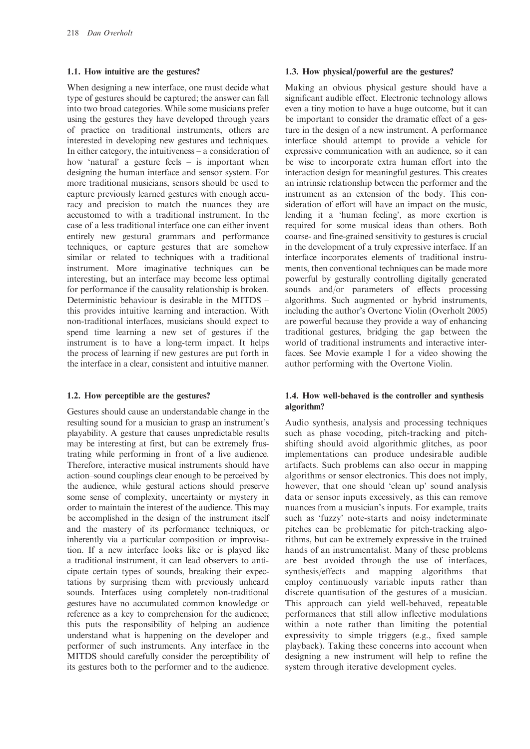### 1.1. How intuitive are the gestures?

When designing a new interface, one must decide what type of gestures should be captured; the answer can fall into two broad categories. While some musicians prefer using the gestures they have developed through years of practice on traditional instruments, others are interested in developing new gestures and techniques. In either category, the intuitiveness – a consideration of how 'natural' a gesture feels – is important when designing the human interface and sensor system. For more traditional musicians, sensors should be used to capture previously learned gestures with enough accuracy and precision to match the nuances they are accustomed to with a traditional instrument. In the case of a less traditional interface one can either invent entirely new gestural grammars and performance techniques, or capture gestures that are somehow similar or related to techniques with a traditional instrument. More imaginative techniques can be interesting, but an interface may become less optimal for performance if the causality relationship is broken. Deterministic behaviour is desirable in the MITDS – this provides intuitive learning and interaction. With non-traditional interfaces, musicians should expect to spend time learning a new set of gestures if the instrument is to have a long-term impact. It helps the process of learning if new gestures are put forth in the interface in a clear, consistent and intuitive manner.

### 1.2. How perceptible are the gestures?

Gestures should cause an understandable change in the resulting sound for a musician to grasp an instrument's playability. A gesture that causes unpredictable results may be interesting at first, but can be extremely frustrating while performing in front of a live audience. Therefore, interactive musical instruments should have action–sound couplings clear enough to be perceived by the audience, while gestural actions should preserve some sense of complexity, uncertainty or mystery in order to maintain the interest of the audience. This may be accomplished in the design of the instrument itself and the mastery of its performance techniques, or inherently via a particular composition or improvisation. If a new interface looks like or is played like a traditional instrument, it can lead observers to anticipate certain types of sounds, breaking their expectations by surprising them with previously unheard sounds. Interfaces using completely non-traditional gestures have no accumulated common knowledge or reference as a key to comprehension for the audience; this puts the responsibility of helping an audience understand what is happening on the developer and performer of such instruments. Any interface in the MITDS should carefully consider the perceptibility of its gestures both to the performer and to the audience.

### 1.3. How physical/powerful are the gestures?

Making an obvious physical gesture should have a significant audible effect. Electronic technology allows even a tiny motion to have a huge outcome, but it can be important to consider the dramatic effect of a gesture in the design of a new instrument. A performance interface should attempt to provide a vehicle for expressive communication with an audience, so it can be wise to incorporate extra human effort into the interaction design for meaningful gestures. This creates an intrinsic relationship between the performer and the instrument as an extension of the body. This consideration of effort will have an impact on the music, lending it a 'human feeling', as more exertion is required for some musical ideas than others. Both coarse- and fine-grained sensitivity to gestures is crucial in the development of a truly expressive interface. If an interface incorporates elements of traditional instruments, then conventional techniques can be made more powerful by gesturally controlling digitally generated sounds and/or parameters of effects processing algorithms. Such augmented or hybrid instruments, including the author's Overtone Violin (Overholt 2005) are powerful because they provide a way of enhancing traditional gestures, bridging the gap between the world of traditional instruments and interactive interfaces. See Movie example 1 for a video showing the author performing with the Overtone Violin.

### 1.4. How well-behaved is the controller and synthesis algorithm?

Audio synthesis, analysis and processing techniques such as phase vocoding, pitch-tracking and pitch-shifting should avoid algorithmic glitches, as poor implementations can produce undesirable audible artifacts. Such problems can also occur in mapping algorithms or sensor electronics. This does not imply, however, that one should 'clean up' sound analysis data or sensor inputs excessively, as this can remove nuances from a musician's inputs. For example, traits such as 'fuzzy' note-starts and noisy indeterminate pitches can be problematic for pitch-tracking algorithms, but can be extremely expressive in the trained hands of an instrumentalist. Many of these problems are best avoided through the use of interfaces, synthesis/effects and mapping algorithms that employ continuously variable inputs rather than discrete quantisation of the gestures of a musician. This approach can yield well-behaved, repeatable performances that still allow inflective modulations within a note rather than limiting the potential expressivity to simple triggers (e.g., fixed sample playback). Taking these concerns into account when designing a new instrument will help to refine the system through iterative development cycles.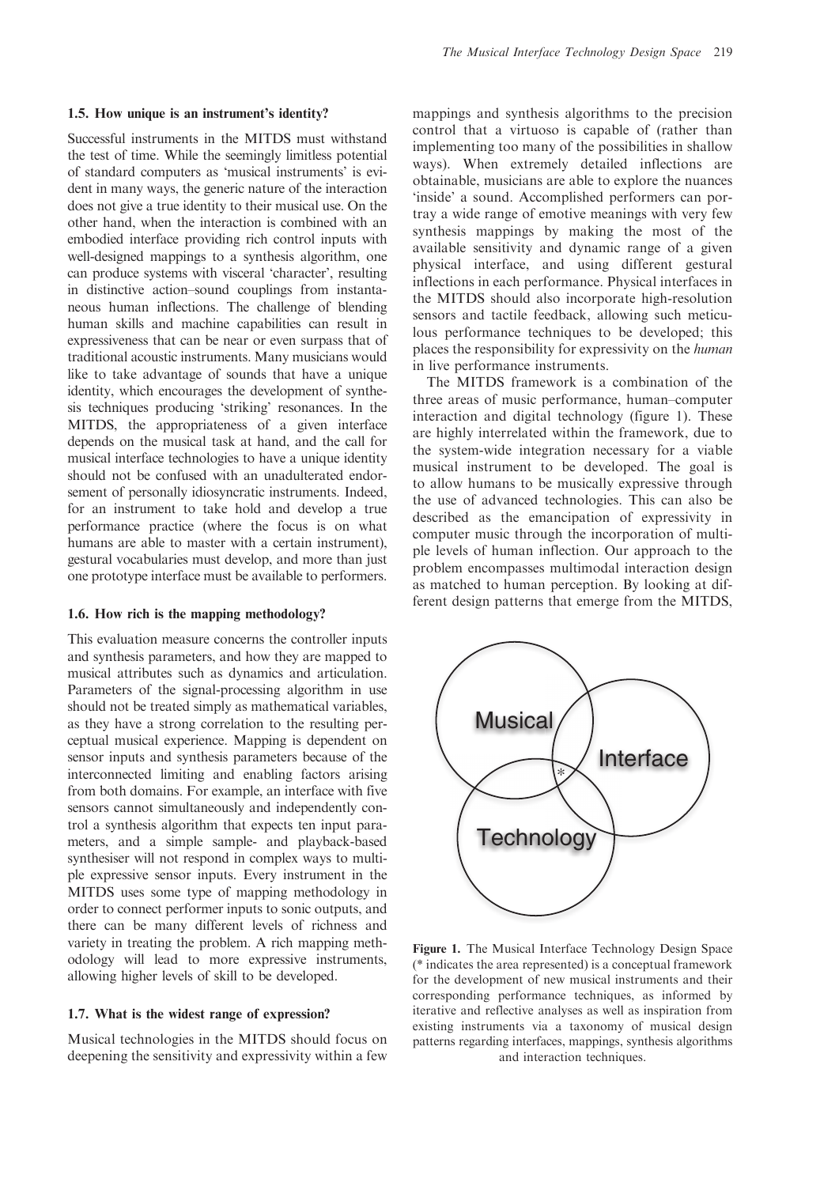### 1.5. How unique is an instrument's identity?

Successful instruments in the MITDS must withstand the test of time. While the seemingly limitless potential of standard computers as 'musical instruments' is evident in many ways, the generic nature of the interaction does not give a true identity to their musical use. On the other hand, when the interaction is combined with an embodied interface providing rich control inputs with well-designed mappings to a synthesis algorithm, one can produce systems with visceral 'character', resulting in distinctive action–sound couplings from instantaneous human inflections. The challenge of blending human skills and machine capabilities can result in expressiveness that can be near or even surpass that of traditional acoustic instruments. Many musicians would like to take advantage of sounds that have a unique identity, which encourages the development of synthesis techniques producing 'striking' resonances. In the MITDS, the appropriateness of a given interface depends on the musical task at hand, and the call for musical interface technologies to have a unique identity should not be confused with an unadulterated endorsement of personally idiosyncratic instruments. Indeed, for an instrument to take hold and develop a true performance practice (where the focus is on what humans are able to master with a certain instrument), gestural vocabularies must develop, and more than just one prototype interface must be available to performers.

### 1.6. How rich is the mapping methodology?

This evaluation measure concerns the controller inputs and synthesis parameters, and how they are mapped to musical attributes such as dynamics and articulation. Parameters of the signal-processing algorithm in use should not be treated simply as mathematical variables, as they have a strong correlation to the resulting perceptual musical experience. Mapping is dependent on sensor inputs and synthesis parameters because of the interconnected limiting and enabling factors arising from both domains. For example, an interface with five sensors cannot simultaneously and independently control a synthesis algorithm that expects ten input parameters, and a simple sample- and playback-based synthesiser will not respond in complex ways to multiple expressive sensor inputs. Every instrument in the MITDS uses some type of mapping methodology in order to connect performer inputs to sonic outputs, and there can be many different levels of richness and variety in treating the problem. A rich mapping methodology will lead to more expressive instruments, allowing higher levels of skill to be developed.

### 1.7. What is the widest range of expression?

Musical technologies in the MITDS should focus on deepening the sensitivity and expressivity within a few mappings and synthesis algorithms to the precision control that a virtuoso is capable of (rather than implementing too many of the possibilities in shallow ways). When extremely detailed inflections are obtainable, musicians are able to explore the nuances 'inside' a sound. Accomplished performers can portray a wide range of emotive meanings with very few synthesis mappings by making the most of the available sensitivity and dynamic range of a given physical interface, and using different gestural inflections in each performance. Physical interfaces in the MITDS should also incorporate high-resolution sensors and tactile feedback, allowing such meticulous performance techniques to be developed; this places the responsibility for expressivity on the *human* in live performance instruments.

The MITDS framework is a combination of the three areas of music performance, human–computer interaction and digital technology (figure 1). These are highly interrelated within the framework, due to the system-wide integration necessary for a viable musical instrument to be developed. The goal is to allow humans to be musically expressive through the use of advanced technologies. This can also be described as the emancipation of expressivity in computer music through the incorporation of multiple levels of human inflection. Our approach to the problem encompasses multimodal interaction design as matched to human perception. By looking at different design patterns that emerge from the MITDS,

Musical

Interface

Technology

*

**Figure 1.** The Musical Interface Technology Design Space (* indicates the area represented) is a conceptual framework for the development of new musical instruments and their corresponding performance techniques, as informed by iterative and reflective analyses as well as inspiration from existing instruments via a taxonomy of musical design patterns regarding interfaces, mappings, synthesis algorithms and interaction techniques.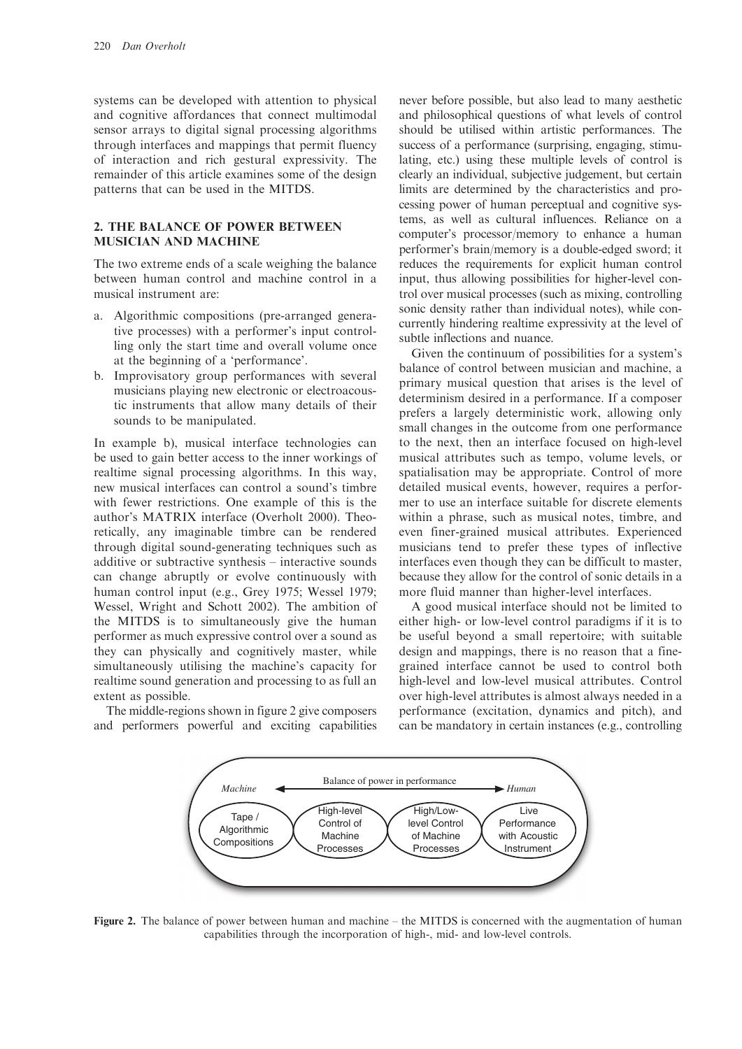systems can be developed with attention to physical and cognitive affordances that connect multimodal sensor arrays to digital signal processing algorithms through interfaces and mappings that permit fluency of interaction and rich gestural expressivity. The remainder of this article examines some of the design patterns that can be used in the MITDS.

## 2. THE BALANCE OF POWER BETWEEN MUSICIAN AND MACHINE

The two extreme ends of a scale weighing the balance between human control and machine control in a musical instrument are:

a. Algorithmic compositions (pre-arranged generative processes) with a performer's input controlling only the start time and overall volume once at the beginning of a 'performance'.
b. Improvisatory group performances with several musicians playing new electronic or electroacoustic instruments that allow many details of their sounds to be manipulated.

In example b), musical interface technologies can be used to gain better access to the inner workings of realtime signal processing algorithms. In this way, new musical interfaces can control a sound's timbre with fewer restrictions. One example of this is the author's MATRIX interface (Overholt 2000). Theoretically, any imaginable timbre can be rendered through digital sound-generating techniques such as additive or subtractive synthesis – interactive sounds can change abruptly or evolve continuously with human control input (e.g., Grey 1975; Wessel 1979; Wessel, Wright and Schott 2002). The ambition of the MITDS is to simultaneously give the human performer as much expressive control over a sound as they can physically and cognitively master, while simultaneously utilising the machine's capacity for realtime sound generation and processing to as full an extent as possible.

The middle-regions shown in figure 2 give composers and performers powerful and exciting capabilities never before possible, but also lead to many aesthetic and philosophical questions of what levels of control should be utilised within artistic performances. The success of a performance (surprising, engaging, stimulating, etc.) using these multiple levels of control is clearly an individual, subjective judgement, but certain limits are determined by the characteristics and processing power of human perceptual and cognitive systems, as well as cultural influences. Reliance on a computer's processor/memory to enhance a human performer's brain/memory is a double-edged sword; it reduces the requirements for explicit human control input, thus allowing possibilities for higher-level control over musical processes (such as mixing, controlling sonic density rather than individual notes), while concurrently hindering realtime expressivity at the level of subtle inflections and nuance.

Given the continuum of possibilities for a system's balance of control between musician and machine, a primary musical question that arises is the level of determinism desired in a performance. If a composer prefers a largely deterministic work, allowing only small changes in the outcome from one performance to the next, then an interface focused on high-level musical attributes such as tempo, volume levels, or spatialisation may be appropriate. Control of more detailed musical events, however, requires a performer to use an interface suitable for discrete elements within a phrase, such as musical notes, timbre, and even finer-grained musical attributes. Experienced musicians tend to prefer these types of inflective interfaces even though they can be difficult to master, because they allow for the control of sonic details in a more fluid manner than higher-level interfaces.

A good musical interface should not be limited to either high- or low-level control paradigms if it is to be useful beyond a small repertoire; with suitable design and mappings, there is no reason that a fine-grained interface cannot be used to control both high-level and low-level musical attributes. Control over high-level attributes is almost always needed in a performance (excitation, dynamics and pitch), and can be mandatory in certain instances (e.g., controlling

*Machine* ← Balance of power in performance → *Human*

Tape / Algorithmic Compositions | High-level Control of Machine Processes | High/Low-level Control of Machine Processes | Live Performance with Acoustic Instrument

**Figure 2.** The balance of power between human and machine – the MITDS is concerned with the augmentation of human capabilities through the incorporation of high-, mid- and low-level controls.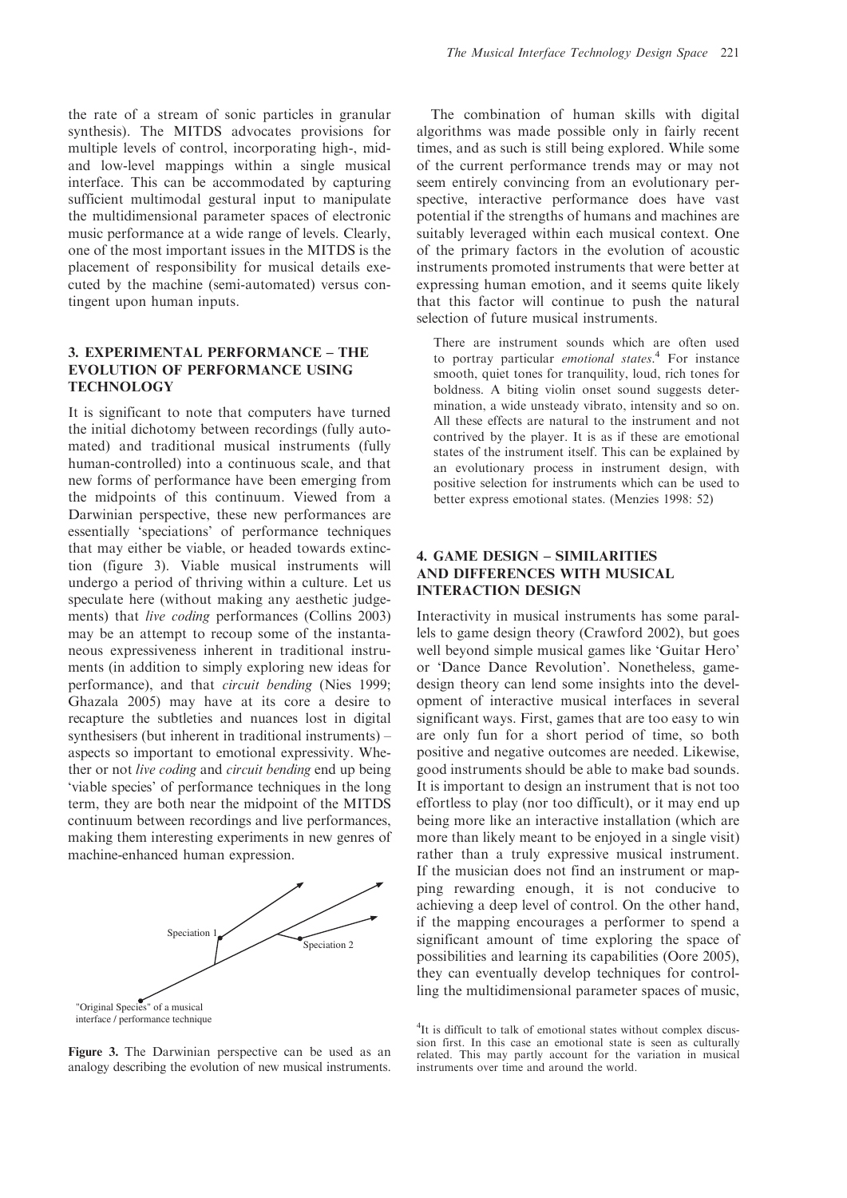the rate of a stream of sonic particles in granular synthesis). The MITDS advocates provisions for multiple levels of control, incorporating high-, mid- and low-level mappings within a single musical interface. This can be accommodated by capturing sufficient multimodal gestural input to manipulate the multidimensional parameter spaces of electronic music performance at a wide range of levels. Clearly, one of the most important issues in the MITDS is the placement of responsibility for musical details executed by the machine (semi-automated) versus contingent upon human inputs.

## 3. EXPERIMENTAL PERFORMANCE – THE EVOLUTION OF PERFORMANCE USING TECHNOLOGY

It is significant to note that computers have turned the initial dichotomy between recordings (fully automated) and traditional musical instruments (fully human-controlled) into a continuous scale, and that new forms of performance have been emerging from the midpoints of this continuum. Viewed from a Darwinian perspective, these new performances are essentially 'speciations' of performance techniques that may either be viable, or headed towards extinction (figure 3). Viable musical instruments will undergo a period of thriving within a culture. Let us speculate here (without making any aesthetic judgements) that *live coding* performances (Collins 2003) may be an attempt to recoup some of the instantaneous expressiveness inherent in traditional instruments (in addition to simply exploring new ideas for performance), and that *circuit bending* (Nies 1999; Ghazala 2005) may have at its core a desire to recapture the subtleties and nuances lost in digital synthesisers (but inherent in traditional instruments) – aspects so important to emotional expressivity. Whether or not *live coding* and *circuit bending* end up being 'viable species' of performance techniques in the long term, they are both near the midpoint of the MITDS continuum between recordings and live performances, making them interesting experiments in new genres of machine-enhanced human expression.

Speciation 1

Speciation 2

"Original Species" of a musical interface / performance technique

**Figure 3.** The Darwinian perspective can be used as an analogy describing the evolution of new musical instruments.

The combination of human skills with digital algorithms was made possible only in fairly recent times, and as such is still being explored. While some of the current performance trends may or may not seem entirely convincing from an evolutionary perspective, interactive performance does have vast potential if the strengths of humans and machines are suitably leveraged within each musical context. One of the primary factors in the evolution of acoustic instruments promoted instruments that were better at expressing human emotion, and it seems quite likely that this factor will continue to push the natural selection of future musical instruments.

> There are instrument sounds which are often used to portray particular *emotional states*.[4] For instance smooth, quiet tones for tranquility, loud, rich tones for boldness. A biting violin onset sound suggests determination, a wide unsteady vibrato, intensity and so on. All these effects are natural to the instrument and not contrived by the player. It is as if these are emotional states of the instrument itself. This can be explained by an evolutionary process in instrument design, with positive selection for instruments which can be used to better express emotional states. (Menzies 1998: 52)

## 4. GAME DESIGN – SIMILARITIES AND DIFFERENCES WITH MUSICAL INTERACTION DESIGN

Interactivity in musical instruments has some parallels to game design theory (Crawford 2002), but goes well beyond simple musical games like 'Guitar Hero' or 'Dance Dance Revolution'. Nonetheless, game-design theory can lend some insights into the development of interactive musical interfaces in several significant ways. First, games that are too easy to win are only fun for a short period of time, so both positive and negative outcomes are needed. Likewise, good instruments should be able to make bad sounds. It is important to design an instrument that is not too effortless to play (nor too difficult), or it may end up being more like an interactive installation (which are more than likely meant to be enjoyed in a single visit) rather than a truly expressive musical instrument. If the musician does not find an instrument or mapping rewarding enough, it is not conducive to achieving a deep level of control. On the other hand, if the mapping encourages a performer to spend a significant amount of time exploring the space of possibilities and learning its capabilities (Oore 2005), they can eventually develop techniques for controlling the multidimensional parameter spaces of music,

[4] It is difficult to talk of emotional states without complex discussion first. In this case an emotional state is seen as culturally related. This may partly account for the variation in musical instruments over time and around the world.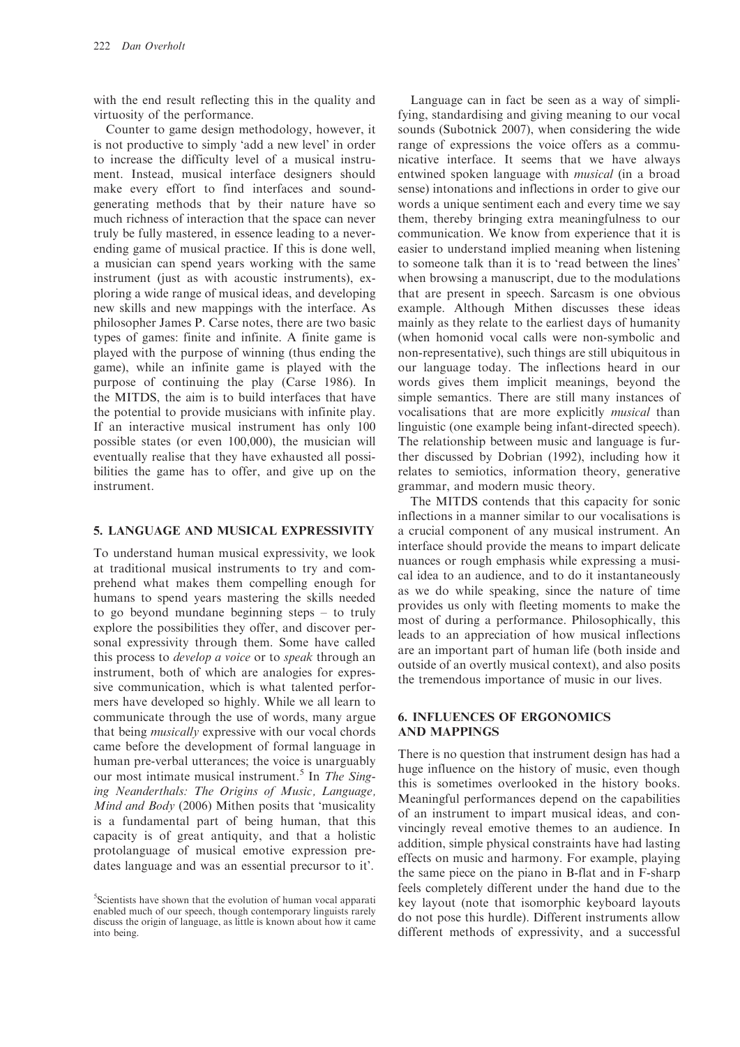with the end result reflecting this in the quality and virtuosity of the performance.

Counter to game design methodology, however, it is not productive to simply 'add a new level' in order to increase the difficulty level of a musical instrument. Instead, musical interface designers should make every effort to find interfaces and sound-generating methods that by their nature have so much richness of interaction that the space can never truly be fully mastered, in essence leading to a never-ending game of musical practice. If this is done well, a musician can spend years working with the same instrument (just as with acoustic instruments), exploring a wide range of musical ideas, and developing new skills and new mappings with the interface. As philosopher James P. Carse notes, there are two basic types of games: finite and infinite. A finite game is played with the purpose of winning (thus ending the game), while an infinite game is played with the purpose of continuing the play (Carse 1986). In the MITDS, the aim is to build interfaces that have the potential to provide musicians with infinite play. If an interactive musical instrument has only 100 possible states (or even 100,000), the musician will eventually realise that they have exhausted all possibilities the game has to offer, and give up on the instrument.

## 5. LANGUAGE AND MUSICAL EXPRESSIVITY

To understand human musical expressivity, we look at traditional musical instruments to try and comprehend what makes them compelling enough for humans to spend years mastering the skills needed to go beyond mundane beginning steps – to truly explore the possibilities they offer, and discover personal expressivity through them. Some have called this process to *develop a voice* or to *speak* through an instrument, both of which are analogies for expressive communication, which is what talented performers have developed so highly. While we all learn to communicate through the use of words, many argue that being *musically* expressive with our vocal chords came before the development of formal language in human pre-verbal utterances; the voice is unarguably our most intimate musical instrument.[5] In *The Singing Neanderthals: The Origins of Music, Language, Mind and Body* (2006) Mithen posits that 'musicality is a fundamental part of being human, that this capacity is of great antiquity, and that a holistic protolanguage of musical emotive expression predates language and was an essential precursor to it'.

[5]Scientists have shown that the evolution of human vocal apparati enabled much of our speech, though contemporary linguists rarely discuss the origin of language, as little is known about how it came into being.

Language can in fact be seen as a way of simplifying, standardising and giving meaning to our vocal sounds (Subotnick 2007), when considering the wide range of expressions the voice offers as a communicative interface. It seems that we have always entwined spoken language with *musical* (in a broad sense) intonations and inflections in order to give our words a unique sentiment each and every time we say them, thereby bringing extra meaningfulness to our communication. We know from experience that it is easier to understand implied meaning when listening to someone talk than it is to 'read between the lines' when browsing a manuscript, due to the modulations that are present in speech. Sarcasm is one obvious example. Although Mithen discusses these ideas mainly as they relate to the earliest days of humanity (when homonid vocal calls were non-symbolic and non-representative), such things are still ubiquitous in our language today. The inflections heard in our words gives them implicit meanings, beyond the simple semantics. There are still many instances of vocalisations that are more explicitly *musical* than linguistic (one example being infant-directed speech). The relationship between music and language is further discussed by Dobrian (1992), including how it relates to semiotics, information theory, generative grammar, and modern music theory.

The MITDS contends that this capacity for sonic inflections in a manner similar to our vocalisations is a crucial component of any musical instrument. An interface should provide the means to impart delicate nuances or rough emphasis while expressing a musical idea to an audience, and to do it instantaneously as we do while speaking, since the nature of time provides us only with fleeting moments to make the most of during a performance. Philosophically, this leads to an appreciation of how musical inflections are an important part of human life (both inside and outside of an overtly musical context), and also posits the tremendous importance of music in our lives.

## 6. INFLUENCES OF ERGONOMICS AND MAPPINGS

There is no question that instrument design has had a huge influence on the history of music, even though this is sometimes overlooked in the history books. Meaningful performances depend on the capabilities of an instrument to impart musical ideas, and convincingly reveal emotive themes to an audience. In addition, simple physical constraints have had lasting effects on music and harmony. For example, playing the same piece on the piano in B-flat and in F-sharp feels completely different under the hand due to the key layout (note that isomorphic keyboard layouts do not pose this hurdle). Different instruments allow different methods of expressivity, and a successful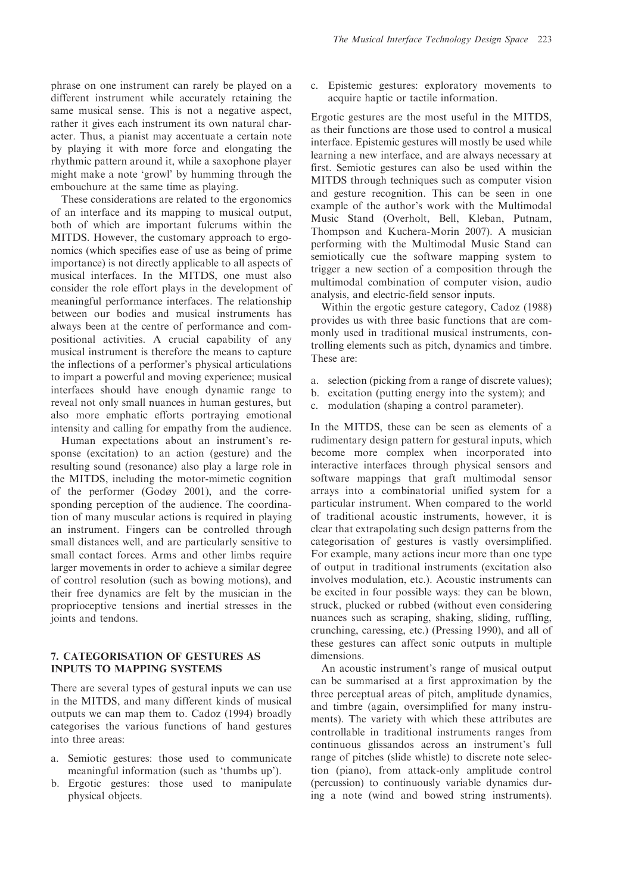phrase on one instrument can rarely be played on a different instrument while accurately retaining the same musical sense. This is not a negative aspect, rather it gives each instrument its own natural character. Thus, a pianist may accentuate a certain note by playing it with more force and elongating the rhythmic pattern around it, while a saxophone player might make a note 'growl' by humming through the embouchure at the same time as playing.

These considerations are related to the ergonomics of an interface and its mapping to musical output, both of which are important fulcrums within the MITDS. However, the customary approach to ergonomics (which specifies ease of use as being of prime importance) is not directly applicable to all aspects of musical interfaces. In the MITDS, one must also consider the role effort plays in the development of meaningful performance interfaces. The relationship between our bodies and musical instruments has always been at the centre of performance and compositional activities. A crucial capability of any musical instrument is therefore the means to capture the inflections of a performer's physical articulations to impart a powerful and moving experience; musical interfaces should have enough dynamic range to reveal not only small nuances in human gestures, but also more emphatic efforts portraying emotional intensity and calling for empathy from the audience.

Human expectations about an instrument's response (excitation) to an action (gesture) and the resulting sound (resonance) also play a large role in the MITDS, including the motor-mimetic cognition of the performer (Godøy 2001), and the corresponding perception of the audience. The coordination of many muscular actions is required in playing an instrument. Fingers can be controlled through small distances well, and are particularly sensitive to small contact forces. Arms and other limbs require larger movements in order to achieve a similar degree of control resolution (such as bowing motions), and their free dynamics are felt by the musician in the proprioceptive tensions and inertial stresses in the joints and tendons.

## 7. CATEGORISATION OF GESTURES AS INPUTS TO MAPPING SYSTEMS

There are several types of gestural inputs we can use in the MITDS, and many different kinds of musical outputs we can map them to. Cadoz (1994) broadly categorises the various functions of hand gestures into three areas:

a. Semiotic gestures: those used to communicate meaningful information (such as 'thumbs up').
b. Ergotic gestures: those used to manipulate physical objects.
c. Epistemic gestures: exploratory movements to acquire haptic or tactile information.

Ergotic gestures are the most useful in the MITDS, as their functions are those used to control a musical interface. Epistemic gestures will mostly be used while learning a new interface, and are always necessary at first. Semiotic gestures can also be used within the MITDS through techniques such as computer vision and gesture recognition. This can be seen in one example of the author's work with the Multimodal Music Stand (Overholt, Bell, Kleban, Putnam, Thompson and Kuchera-Morin 2007). A musician performing with the Multimodal Music Stand can semiotically cue the software mapping system to trigger a new section of a composition through the multimodal combination of computer vision, audio analysis, and electric-field sensor inputs.

Within the ergotic gesture category, Cadoz (1988) provides us with three basic functions that are commonly used in traditional musical instruments, controlling elements such as pitch, dynamics and timbre. These are:

a. selection (picking from a range of discrete values);
b. excitation (putting energy into the system); and
c. modulation (shaping a control parameter).

In the MITDS, these can be seen as elements of a rudimentary design pattern for gestural inputs, which become more complex when incorporated into interactive interfaces through physical sensors and software mappings that graft multimodal sensor arrays into a combinatorial unified system for a particular instrument. When compared to the world of traditional acoustic instruments, however, it is clear that extrapolating such design patterns from the categorisation of gestures is vastly oversimplified. For example, many actions incur more than one type of output in traditional instruments (excitation also involves modulation, etc.). Acoustic instruments can be excited in four possible ways: they can be blown, struck, plucked or rubbed (without even considering nuances such as scraping, shaking, sliding, ruffling, crunching, caressing, etc.) (Pressing 1990), and all of these gestures can affect sonic outputs in multiple dimensions.

An acoustic instrument's range of musical output can be summarised at a first approximation by the three perceptual areas of pitch, amplitude dynamics, and timbre (again, oversimplified for many instruments). The variety with which these attributes are controllable in traditional instruments ranges from continuous glissandos across an instrument's full range of pitches (slide whistle) to discrete note selection (piano), from attack-only amplitude control (percussion) to continuously variable dynamics during a note (wind and bowed string instruments).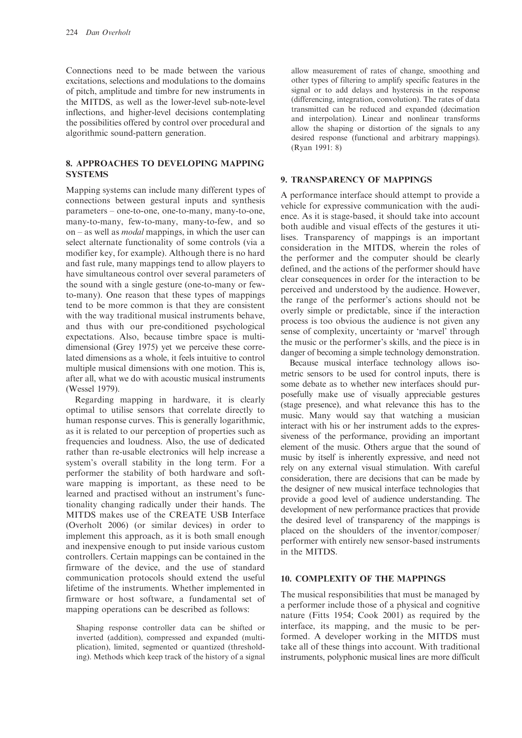Connections need to be made between the various excitations, selections and modulations to the domains of pitch, amplitude and timbre for new instruments in the MITDS, as well as the lower-level sub-note-level inflections, and higher-level decisions contemplating the possibilities offered by control over procedural and algorithmic sound-pattern generation.

## 8. APPROACHES TO DEVELOPING MAPPING SYSTEMS

Mapping systems can include many different types of connections between gestural inputs and synthesis parameters – one-to-one, one-to-many, many-to-one, many-to-many, few-to-many, many-to-few, and so on – as well as *modal* mappings, in which the user can select alternate functionality of some controls (via a modifier key, for example). Although there is no hard and fast rule, many mappings tend to allow players to have simultaneous control over several parameters of the sound with a single gesture (one-to-many or few-to-many). One reason that these types of mappings tend to be more common is that they are consistent with the way traditional musical instruments behave, and thus with our pre-conditioned psychological expectations. Also, because timbre space is multidimensional (Grey 1975) yet we perceive these correlated dimensions as a whole, it feels intuitive to control multiple musical dimensions with one motion. This is, after all, what we do with acoustic musical instruments (Wessel 1979).

Regarding mapping in hardware, it is clearly optimal to utilise sensors that correlate directly to human response curves. This is generally logarithmic, as it is related to our perception of properties such as frequencies and loudness. Also, the use of dedicated rather than re-usable electronics will help increase a system's overall stability in the long term. For a performer the stability of both hardware and software mapping is important, as these need to be learned and practised without an instrument's functionality changing radically under their hands. The MITDS makes use of the CREATE USB Interface (Overholt 2006) (or similar devices) in order to implement this approach, as it is both small enough and inexpensive enough to put inside various custom controllers. Certain mappings can be contained in the firmware of the device, and the use of standard communication protocols should extend the useful lifetime of the instruments. Whether implemented in firmware or host software, a fundamental set of mapping operations can be described as follows:

> Shaping response controller data can be shifted or inverted (addition), compressed and expanded (multiplication), limited, segmented or quantized (thresholding). Methods which keep track of the history of a signal allow measurement of rates of change, smoothing and other types of filtering to amplify specific features in the signal or to add delays and hysteresis in the response (differencing, integration, convolution). The rates of data transmitted can be reduced and expanded (decimation and interpolation). Linear and nonlinear transforms allow the shaping or distortion of the signals to any desired response (functional and arbitrary mappings). (Ryan 1991: 8)

## 9. TRANSPARENCY OF MAPPINGS

A performance interface should attempt to provide a vehicle for expressive communication with the audience. As it is stage-based, it should take into account both audible and visual effects of the gestures it utilises. Transparency of mappings is an important consideration in the MITDS, wherein the roles of the performer and the computer should be clearly defined, and the actions of the performer should have clear consequences in order for the interaction to be perceived and understood by the audience. However, the range of the performer's actions should not be overly simple or predictable, since if the interaction process is too obvious the audience is not given any sense of complexity, uncertainty or 'marvel' through the music or the performer's skills, and the piece is in danger of becoming a simple technology demonstration.

Because musical interface technology allows isometric sensors to be used for control inputs, there is some debate as to whether new interfaces should purposefully make use of visually appreciable gestures (stage presence), and what relevance this has to the music. Many would say that watching a musician interact with his or her instrument adds to the expressiveness of the performance, providing an important element of the music. Others argue that the sound of music by itself is inherently expressive, and need not rely on any external visual stimulation. With careful consideration, there are decisions that can be made by the designer of new musical interface technologies that provide a good level of audience understanding. The development of new performance practices that provide the desired level of transparency of the mappings is placed on the shoulders of the inventor/composer/performer with entirely new sensor-based instruments in the MITDS.

## 10. COMPLEXITY OF THE MAPPINGS

The musical responsibilities that must be managed by a performer include those of a physical and cognitive nature (Fitts 1954; Cook 2001) as required by the interface, its mapping, and the music to be performed. A developer working in the MITDS must take all of these things into account. With traditional instruments, polyphonic musical lines are more difficult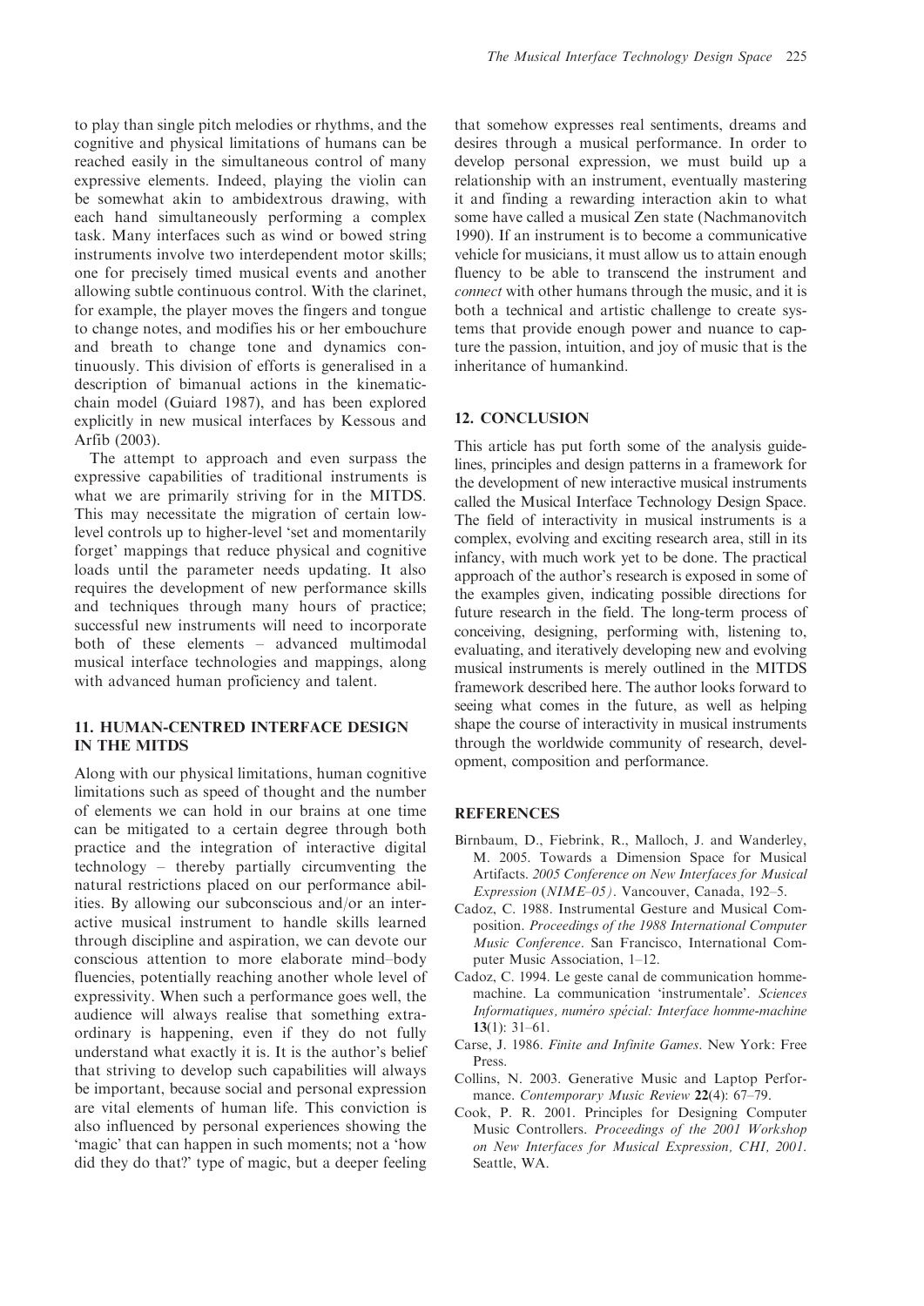to play than single pitch melodies or rhythms, and the cognitive and physical limitations of humans can be reached easily in the simultaneous control of many expressive elements. Indeed, playing the violin can be somewhat akin to ambidextrous drawing, with each hand simultaneously performing a complex task. Many interfaces such as wind or bowed string instruments involve two interdependent motor skills; one for precisely timed musical events and another allowing subtle continuous control. With the clarinet, for example, the player moves the fingers and tongue to change notes, and modifies his or her embouchure and breath to change tone and dynamics continuously. This division of efforts is generalised in a description of bimanual actions in the kinematic-chain model (Guiard 1987), and has been explored explicitly in new musical interfaces by Kessous and Arfib (2003).

The attempt to approach and even surpass the expressive capabilities of traditional instruments is what we are primarily striving for in the MITDS. This may necessitate the migration of certain low-level controls up to higher-level 'set and momentarily forget' mappings that reduce physical and cognitive loads until the parameter needs updating. It also requires the development of new performance skills and techniques through many hours of practice; successful new instruments will need to incorporate both of these elements – advanced multimodal musical interface technologies and mappings, along with advanced human proficiency and talent.

## 11. HUMAN-CENTRED INTERFACE DESIGN IN THE MITDS

Along with our physical limitations, human cognitive limitations such as speed of thought and the number of elements we can hold in our brains at one time can be mitigated to a certain degree through both practice and the integration of interactive digital technology – thereby partially circumventing the natural restrictions placed on our performance abilities. By allowing our subconscious and/or an interactive musical instrument to handle skills learned through discipline and aspiration, we can devote our conscious attention to more elaborate mind–body fluencies, potentially reaching another whole level of expressivity. When such a performance goes well, the audience will always realise that something extraordinary is happening, even if they do not fully understand what exactly it is. It is the author's belief that striving to develop such capabilities will always be important, because social and personal expression are vital elements of human life. This conviction is also influenced by personal experiences showing the 'magic' that can happen in such moments; not a 'how did they do that?' type of magic, but a deeper feeling that somehow expresses real sentiments, dreams and desires through a musical performance. In order to develop personal expression, we must build up a relationship with an instrument, eventually mastering it and finding a rewarding interaction akin to what some have called a musical Zen state (Nachmanovitch 1990). If an instrument is to become a communicative vehicle for musicians, it must allow us to attain enough fluency to be able to transcend the instrument and *connect* with other humans through the music, and it is both a technical and artistic challenge to create systems that provide enough power and nuance to capture the passion, intuition, and joy of music that is the inheritance of humankind.

## 12. CONCLUSION

This article has put forth some of the analysis guidelines, principles and design patterns in a framework for the development of new interactive musical instruments called the Musical Interface Technology Design Space. The field of interactivity in musical instruments is a complex, evolving and exciting research area, still in its infancy, with much work yet to be done. The practical approach of the author's research is exposed in some of the examples given, indicating possible directions for future research in the field. The long-term process of conceiving, designing, performing with, listening to, evaluating, and iteratively developing new and evolving musical instruments is merely outlined in the MITDS framework described here. The author looks forward to seeing what comes in the future, as well as helping shape the course of interactivity in musical instruments through the worldwide community of research, development, composition and performance.

## REFERENCES

Birnbaum, D., Fiebrink, R., Malloch, J. and Wanderley, M. 2005. Towards a Dimension Space for Musical Artifacts. *2005 Conference on New Interfaces for Musical Expression (NIME–05)*. Vancouver, Canada, 192–5.

Cadoz, C. 1988. Instrumental Gesture and Musical Composition. *Proceedings of the 1988 International Computer Music Conference*. San Francisco, International Computer Music Association, 1–12.

Cadoz, C. 1994. Le geste canal de communication homme-machine. La communication 'instrumentale'. *Sciences Informatiques, numéro spécial: Interface homme-machine* **13**(1): 31–61.

Carse, J. 1986. *Finite and Infinite Games*. New York: Free Press.

Collins, N. 2003. Generative Music and Laptop Performance. *Contemporary Music Review* **22**(4): 67–79.

Cook, P. R. 2001. Principles for Designing Computer Music Controllers. *Proceedings of the 2001 Workshop on New Interfaces for Musical Expression, CHI, 2001*. Seattle, WA.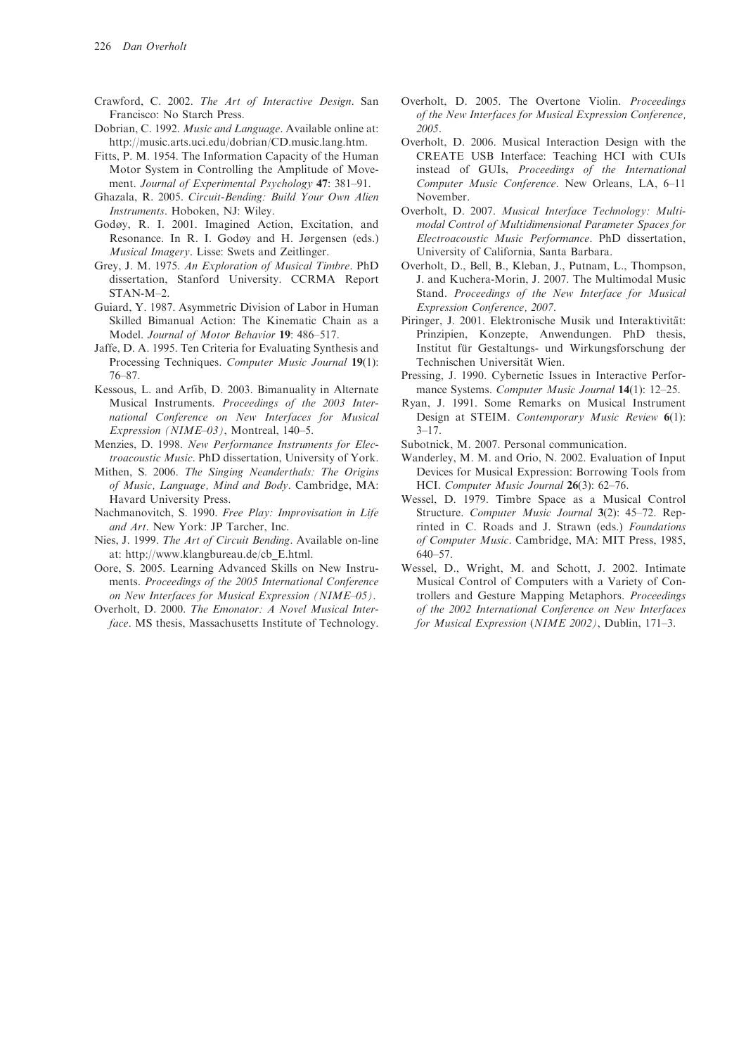Crawford, C. 2002. *The Art of Interactive Design*. San Francisco: No Starch Press.

Dobrian, C. 1992. *Music and Language*. Available online at: http://music.arts.uci.edu/dobrian/CD.music.lang.htm.

Fitts, P. M. 1954. The Information Capacity of the Human Motor System in Controlling the Amplitude of Movement. *Journal of Experimental Psychology* **47**: 381–91.

Ghazala, R. 2005. *Circuit-Bending: Build Your Own Alien Instruments*. Hoboken, NJ: Wiley.

Godøy, R. I. 2001. Imagined Action, Excitation, and Resonance. In R. I. Godøy and H. Jørgensen (eds.) *Musical Imagery*. Lisse: Swets and Zeitlinger.

Grey, J. M. 1975. *An Exploration of Musical Timbre*. PhD dissertation, Stanford University. CCRMA Report STAN-M–2.

Guiard, Y. 1987. Asymmetric Division of Labor in Human Skilled Bimanual Action: The Kinematic Chain as a Model. *Journal of Motor Behavior* **19**: 486–517.

Jaffe, D. A. 1995. Ten Criteria for Evaluating Synthesis and Processing Techniques. *Computer Music Journal* **19**(1): 76–87.

Kessous, L. and Arfib, D. 2003. Bimanuality in Alternate Musical Instruments. *Proceedings of the 2003 International Conference on New Interfaces for Musical Expression (NIME–03)*, Montreal, 140–5.

Menzies, D. 1998. *New Performance Instruments for Electroacoustic Music*. PhD dissertation, University of York.

Mithen, S. 2006. *The Singing Neanderthals: The Origins of Music, Language, Mind and Body*. Cambridge, MA: Havard University Press.

Nachmanovitch, S. 1990. *Free Play: Improvisation in Life and Art*. New York: JP Tarcher, Inc.

Nies, J. 1999. *The Art of Circuit Bending*. Available on-line at: http://www.klangbureau.de/cb_E.html.

Oore, S. 2005. Learning Advanced Skills on New Instruments. *Proceedings of the 2005 International Conference on New Interfaces for Musical Expression (NIME–05)*.

Overholt, D. 2000. *The Emonator: A Novel Musical Interface*. MS thesis, Massachusetts Institute of Technology.

Overholt, D. 2005. The Overtone Violin. *Proceedings of the New Interfaces for Musical Expression Conference, 2005*.

Overholt, D. 2006. Musical Interaction Design with the CREATE USB Interface: Teaching HCI with CUIs instead of GUIs, *Proceedings of the International Computer Music Conference*. New Orleans, LA, 6–11 November.

Overholt, D. 2007. *Musical Interface Technology: Multimodal Control of Multidimensional Parameter Spaces for Electroacoustic Music Performance*. PhD dissertation, University of California, Santa Barbara.

Overholt, D., Bell, B., Kleban, J., Putnam, L., Thompson, J. and Kuchera-Morin, J. 2007. The Multimodal Music Stand. *Proceedings of the New Interface for Musical Expression Conference, 2007*.

Piringer, J. 2001. Elektronische Musik und Interaktivität: Prinzipien, Konzepte, Anwendungen. PhD thesis, Institut für Gestaltungs- und Wirkungsforschung der Technischen Universität Wien.

Pressing, J. 1990. Cybernetic Issues in Interactive Performance Systems. *Computer Music Journal* **14**(1): 12–25.

Ryan, J. 1991. Some Remarks on Musical Instrument Design at STEIM. *Contemporary Music Review* **6**(1): 3–17.

Subotnick, M. 2007. Personal communication.

Wanderley, M. M. and Orio, N. 2002. Evaluation of Input Devices for Musical Expression: Borrowing Tools from HCI. *Computer Music Journal* **26**(3): 62–76.

Wessel, D. 1979. Timbre Space as a Musical Control Structure. *Computer Music Journal* **3**(2): 45–72. Reprinted in C. Roads and J. Strawn (eds.) *Foundations of Computer Music*. Cambridge, MA: MIT Press, 1985, 640–57.

Wessel, D., Wright, M. and Schott, J. 2002. Intimate Musical Control of Computers with a Variety of Controllers and Gesture Mapping Metaphors. *Proceedings of the 2002 International Conference on New Interfaces for Musical Expression (NIME 2002)*, Dublin, 171–3.